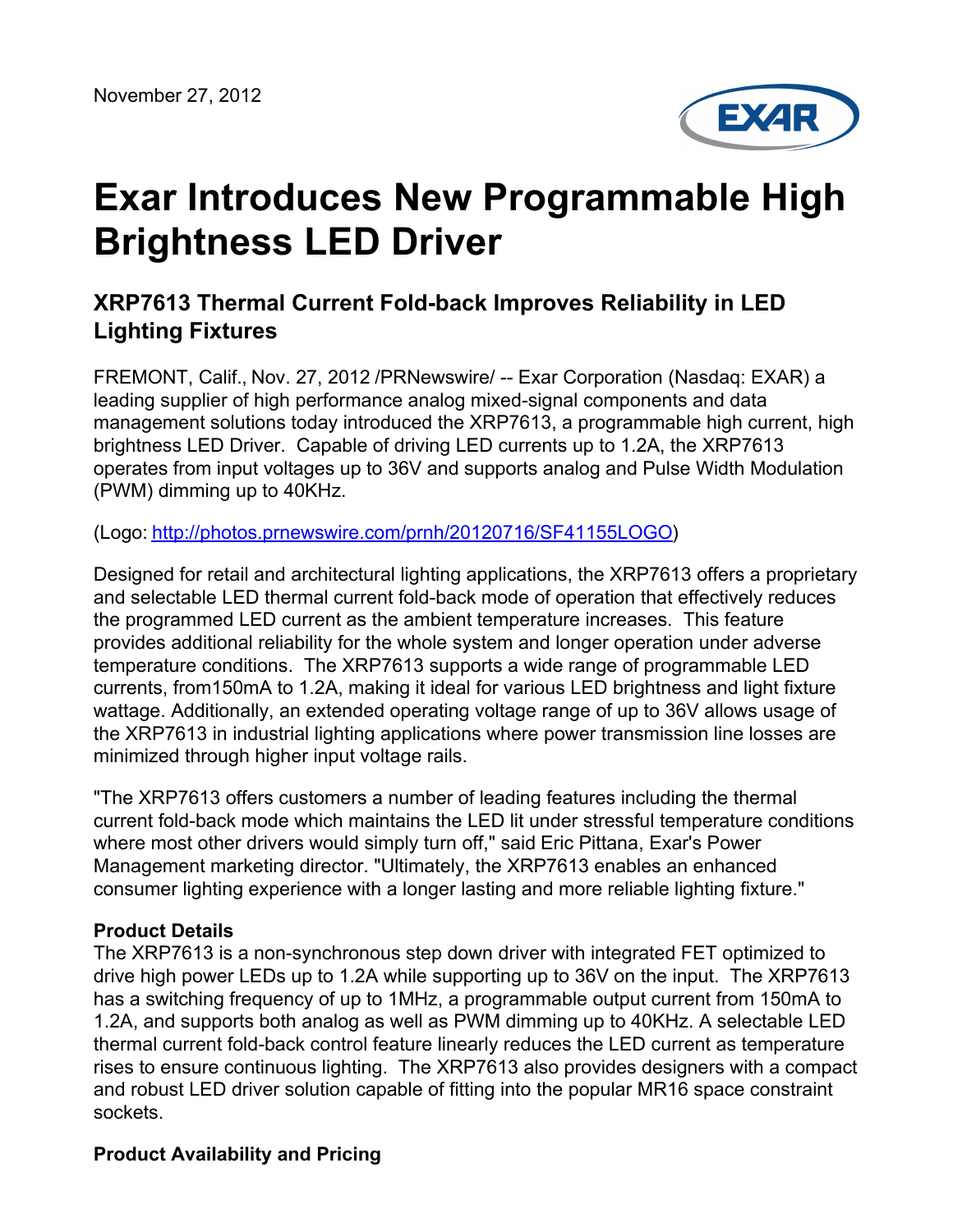November 27, 2012

# Exar Introduces New Programmable High Brightness LED Driver

## XRP7613 Thermal Current Fold-back Improves Reliability in LED Lighting Fixtures

FREMONT, Calif., Nov. 27, 2012 /PRNewswire/ -- Exar Corporation (Nasdaq: EXAR) a leading supplier of high performance analog mixed-signal components and data management solutions today introduced the XRP7613, a programmable high current, high brightness LED Driver. Capable of driving LED currents up to 1.2A, the XRP7613 operates from input voltages up to 36V and supports analog and Pulse Width Modulation (PWM) dimming up to 40KHz.

(Logo: http://photos.prnewswire.com/prnh/20120716/SF41155LOGO)

Designed for retail and architectural lighting applications, the XRP7613 offers a proprietary and selectable LED thermal current fold-back mode of operation that effectively reduces the programmed LED current as the ambient temperature increases. This feature provides additional reliability for the whole system and longer operation under adverse temperature conditions. The XRP7613 supports a wide range of programmable LED currents, from150mA to 1.2A, making it ideal for various LED brightness and light fixture wattage. Additionally, an extended operating voltage range of up to 36V allows usage of the XRP7613 in industrial lighting applications where power transmission line losses are minimized through higher input voltage rails.

"The XRP7613 offers customers a number of leading features including the thermal current fold-back mode which maintains the LED lit under stressful temperature conditions where most other drivers would simply turn off," said Eric Pittana, Exar's Power Management marketing director. "Ultimately, the XRP7613 enables an enhanced consumer lighting experience with a longer lasting and more reliable lighting fixture."

**Product Details**

The XRP7613 is a non-synchronous step down driver with integrated FET optimized to drive high power LEDs up to 1.2A while supporting up to 36V on the input. The XRP7613 has a switching frequency of up to 1MHz, a programmable output current from 150mA to 1.2A, and supports both analog as well as PWM dimming up to 40KHz. A selectable LED thermal current fold-back control feature linearly reduces the LED current as temperature rises to ensure continuous lighting. The XRP7613 also provides designers with a compact and robust LED driver solution capable of fitting into the popular MR16 space constraint sockets.

**Product Availability and Pricing**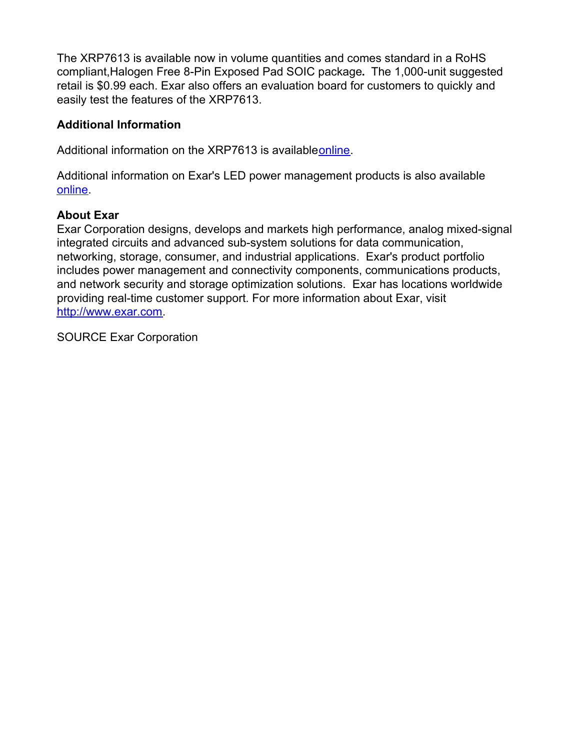The XRP7613 is available now in volume quantities and comes standard in a RoHS compliant,Halogen Free 8-Pin Exposed Pad SOIC package**.** The 1,000-unit suggested retail is $0.99 each. Exar also offers an evaluation board for customers to quickly and easily test the features of the XRP7613.

**Additional Information**

Additional information on the XRP7613 is availableonline.

Additional information on Exar's LED power management products is also available online.

**About Exar**

Exar Corporation designs, develops and markets high performance, analog mixed-signal integrated circuits and advanced sub-system solutions for data communication, networking, storage, consumer, and industrial applications. Exar's product portfolio includes power management and connectivity components, communications products, and network security and storage optimization solutions. Exar has locations worldwide providing real-time customer support. For more information about Exar, visit http://www.exar.com.

SOURCE Exar Corporation